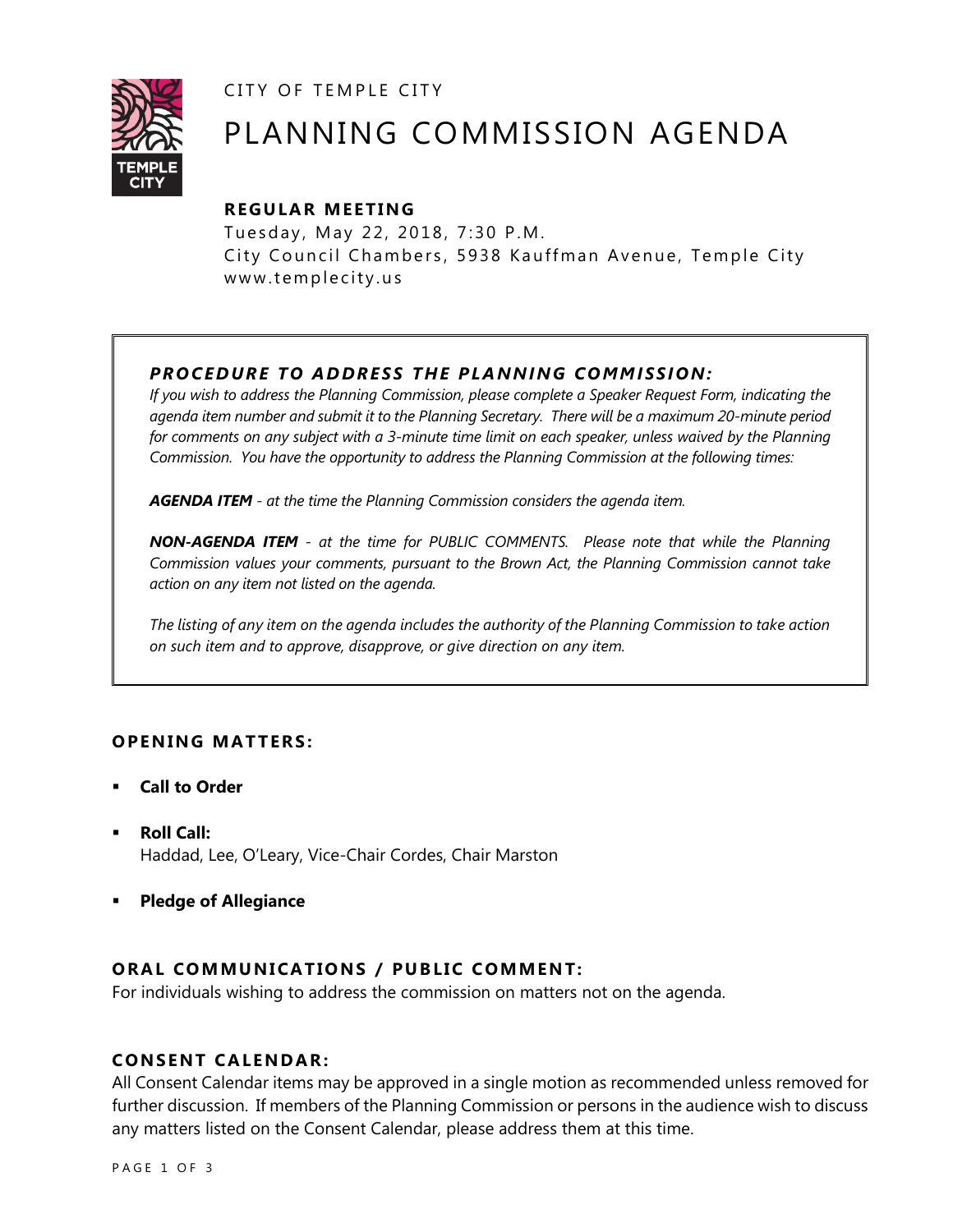CITY OF TEMPLE CITY

# PLANNING COMMISSION AGENDA

## REGULAR MEETING

Tuesday, May 22, 2018, 7:30 P.M.
City Council Chambers, 5938 Kauffman Avenue, Temple City
www.templecity.us

### *PROCEDURE TO ADDRESS THE PLANNING COMMISSION:*

*If you wish to address the Planning Commission, please complete a Speaker Request Form, indicating the agenda item number and submit it to the Planning Secretary. There will be a maximum 20-minute period for comments on any subject with a 3-minute time limit on each speaker, unless waived by the Planning Commission. You have the opportunity to address the Planning Commission at the following times:*

***AGENDA ITEM*** *- at the time the Planning Commission considers the agenda item.*

***NON-AGENDA ITEM*** *- at the time for PUBLIC COMMENTS. Please note that while the Planning Commission values your comments, pursuant to the Brown Act, the Planning Commission cannot take action on any item not listed on the agenda.*

*The listing of any item on the agenda includes the authority of the Planning Commission to take action on such item and to approve, disapprove, or give direction on any item.*

## OPENING MATTERS:

- **Call to Order**
- **Roll Call:**
  Haddad, Lee, O'Leary, Vice-Chair Cordes, Chair Marston
- **Pledge of Allegiance**

## ORAL COMMUNICATIONS / PUBLIC COMMENT:

For individuals wishing to address the commission on matters not on the agenda.

## CONSENT CALENDAR:

All Consent Calendar items may be approved in a single motion as recommended unless removed for further discussion. If members of the Planning Commission or persons in the audience wish to discuss any matters listed on the Consent Calendar, please address them at this time.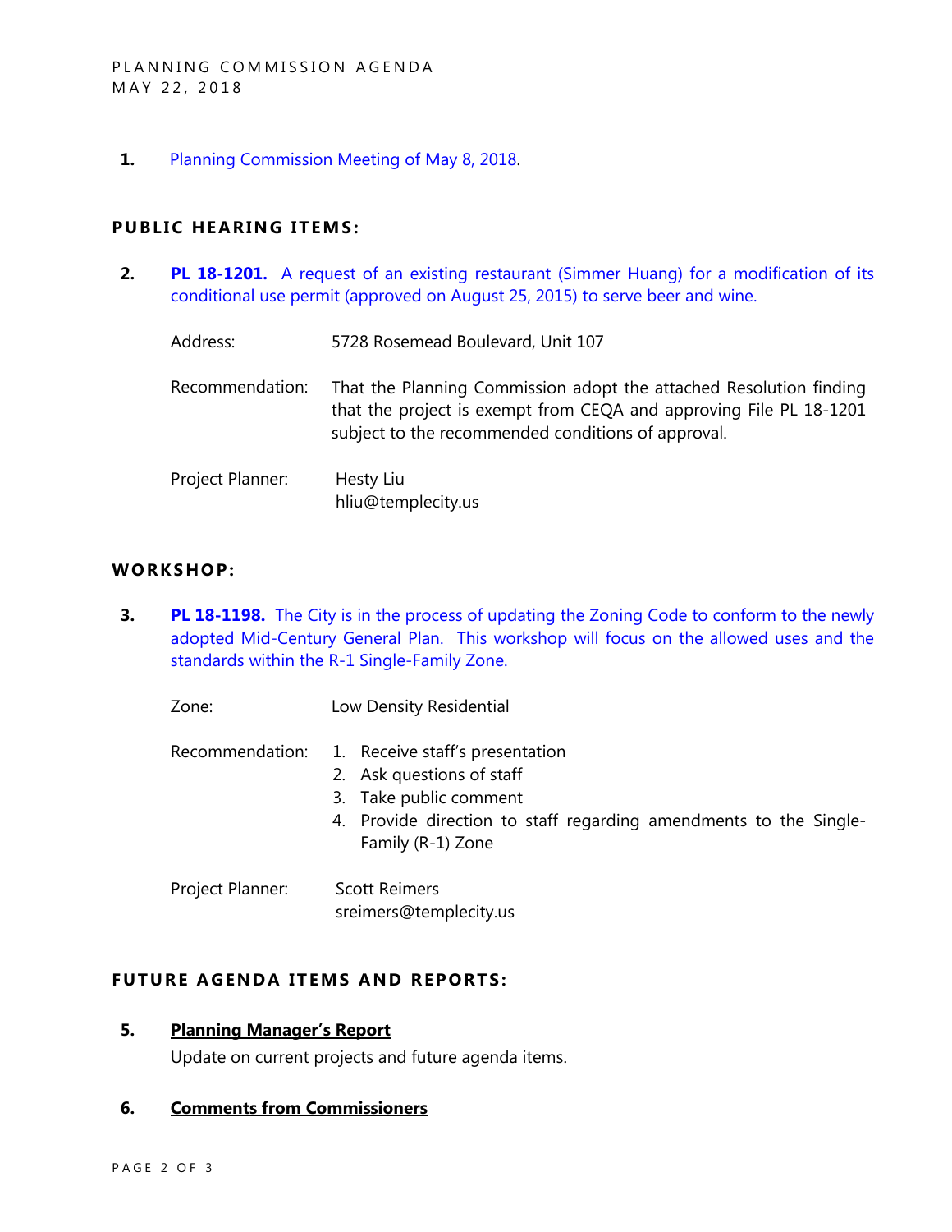1. Planning Commission Meeting of May 8, 2018.

## PUBLIC HEARING ITEMS:

2. **PL 18-1201.** A request of an existing restaurant (Simmer Huang) for a modification of its conditional use permit (approved on August 25, 2015) to serve beer and wine.

   Address: 5728 Rosemead Boulevard, Unit 107

   Recommendation: That the Planning Commission adopt the attached Resolution finding that the project is exempt from CEQA and approving File PL 18-1201 subject to the recommended conditions of approval.

   Project Planner: Hesty Liu
   hliu@templecity.us

## WORKSHOP:

3. **PL 18-1198.** The City is in the process of updating the Zoning Code to conform to the newly adopted Mid-Century General Plan. This workshop will focus on the allowed uses and the standards within the R-1 Single-Family Zone.

   Zone: Low Density Residential

   Recommendation:
   1. Receive staff's presentation
   2. Ask questions of staff
   3. Take public comment
   4. Provide direction to staff regarding amendments to the Single-Family (R-1) Zone

   Project Planner: Scott Reimers
   sreimers@templecity.us

## FUTURE AGENDA ITEMS AND REPORTS:

5. **Planning Manager's Report**

   Update on current projects and future agenda items.

6. **Comments from Commissioners**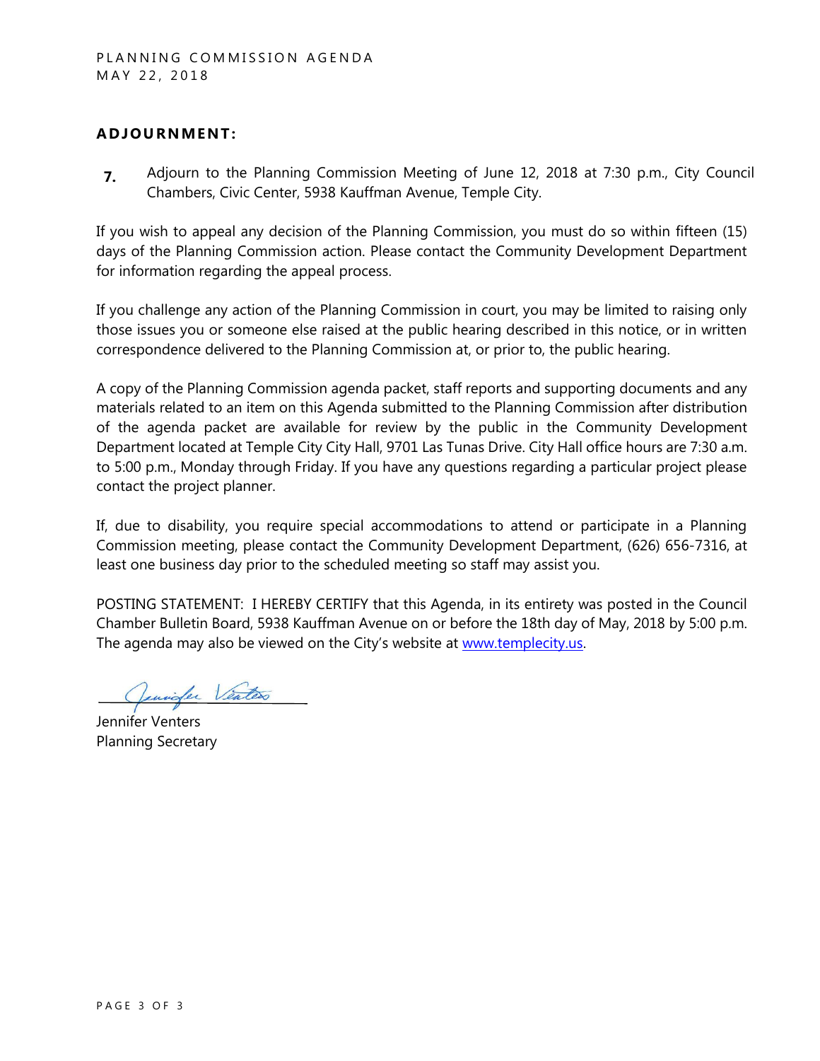## ADJOURNMENT:

7. Adjourn to the Planning Commission Meeting of June 12, 2018 at 7:30 p.m., City Council Chambers, Civic Center, 5938 Kauffman Avenue, Temple City.

If you wish to appeal any decision of the Planning Commission, you must do so within fifteen (15) days of the Planning Commission action. Please contact the Community Development Department for information regarding the appeal process.

If you challenge any action of the Planning Commission in court, you may be limited to raising only those issues you or someone else raised at the public hearing described in this notice, or in written correspondence delivered to the Planning Commission at, or prior to, the public hearing.

A copy of the Planning Commission agenda packet, staff reports and supporting documents and any materials related to an item on this Agenda submitted to the Planning Commission after distribution of the agenda packet are available for review by the public in the Community Development Department located at Temple City City Hall, 9701 Las Tunas Drive. City Hall office hours are 7:30 a.m. to 5:00 p.m., Monday through Friday. If you have any questions regarding a particular project please contact the project planner.

If, due to disability, you require special accommodations to attend or participate in a Planning Commission meeting, please contact the Community Development Department, (626) 656-7316, at least one business day prior to the scheduled meeting so staff may assist you.

POSTING STATEMENT: I HEREBY CERTIFY that this Agenda, in its entirety was posted in the Council Chamber Bulletin Board, 5938 Kauffman Avenue on or before the 18th day of May, 2018 by 5:00 p.m. The agenda may also be viewed on the City's website at www.templecity.us.

Jennifer Venters
Planning Secretary